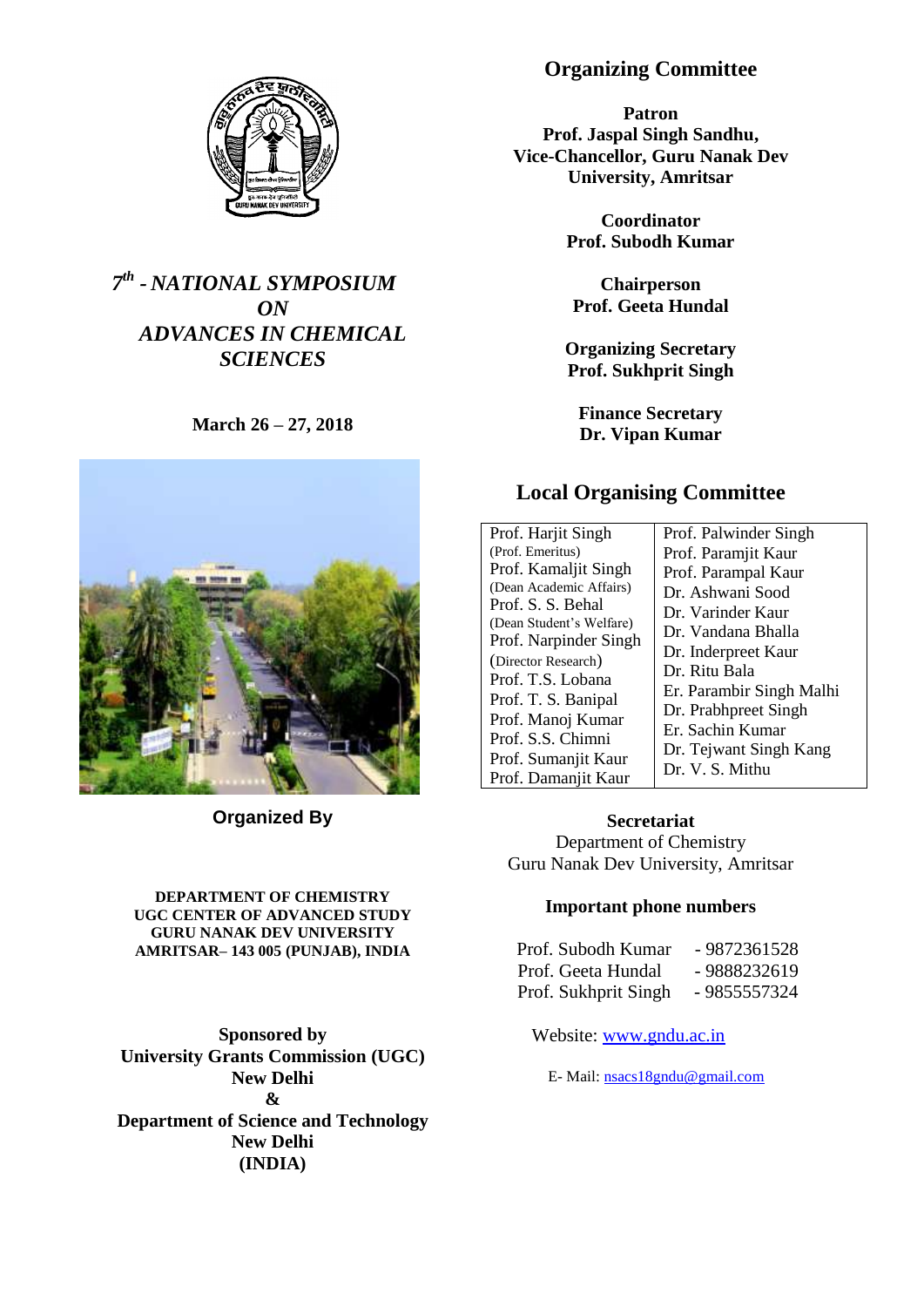# 7th - NATIONAL SYMPOSIUM ON ADVANCES IN CHEMICAL SCIENCES

**March 26 – 27, 2018**

**Organized By**

**DEPARTMENT OF CHEMISTRY**
**UGC CENTER OF ADVANCED STUDY**
**GURU NANAK DEV UNIVERSITY**
**AMRITSAR– 143 005 (PUNJAB), INDIA**

**Sponsored by**
**University Grants Commission (UGC)**
**New Delhi**
**&**
**Department of Science and Technology**
**New Delhi**
**(INDIA)**

## Organizing Committee

**Patron**
**Prof. Jaspal Singh Sandhu,**
**Vice-Chancellor, Guru Nanak Dev University, Amritsar**

**Coordinator**
**Prof. Subodh Kumar**

**Chairperson**
**Prof. Geeta Hundal**

**Organizing Secretary**
**Prof. Sukhprit Singh**

**Finance Secretary**
**Dr. Vipan Kumar**

## Local Organising Committee

| | |
|---|---|
| Prof. Harjit Singh (Prof. Emeritus) | Prof. Palwinder Singh |
| Prof. Kamaljit Singh (Dean Academic Affairs) | Prof. Paramjit Kaur |
| Prof. S. S. Behal (Dean Student's Welfare) | Prof. Parampal Kaur |
| Prof. Narpinder Singh (Director Research) | Dr. Ashwani Sood |
| Prof. T.S. Lobana | Dr. Varinder Kaur |
| Prof. T. S. Banipal | Dr. Vandana Bhalla |
| Prof. Manoj Kumar | Dr. Inderpreet Kaur |
| Prof. S.S. Chimni | Dr. Ritu Bala |
| Prof. Sumanjit Kaur | Er. Parambir Singh Malhi |
| Prof. Damanjit Kaur | Dr. Prabhpreet Singh |
| | Er. Sachin Kumar |
| | Dr. Tejwant Singh Kang |
| | Dr. V. S. Mithu |

**Secretariat**
Department of Chemistry
Guru Nanak Dev University, Amritsar

**Important phone numbers**

Prof. Subodh Kumar - 9872361528
Prof. Geeta Hundal - 9888232619
Prof. Sukhprit Singh - 9855557324

Website: www.gndu.ac.in

E- Mail: nsacs18gndu@gmail.com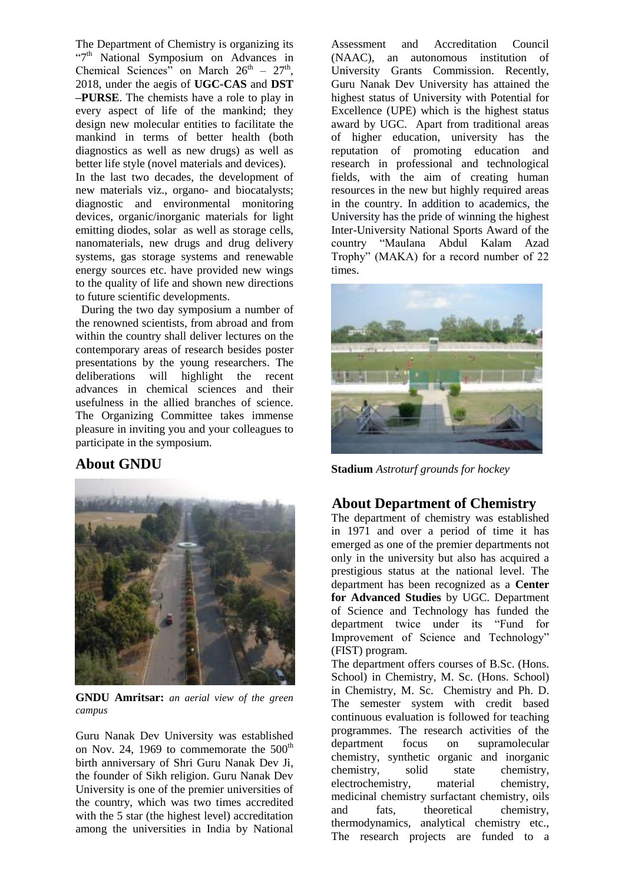The Department of Chemistry is organizing its "7[th] National Symposium on Advances in Chemical Sciences" on March 26[th] – 27[th], 2018, under the aegis of **UGC-CAS** and **DST –PURSE**. The chemists have a role to play in every aspect of life of the mankind; they design new molecular entities to facilitate the mankind in terms of better health (both diagnostics as well as new drugs) as well as better life style (novel materials and devices).

In the last two decades, the development of new materials viz., organo- and biocatalysts; diagnostic and environmental monitoring devices, organic/inorganic materials for light emitting diodes, solar as well as storage cells, nanomaterials, new drugs and drug delivery systems, gas storage systems and renewable energy sources etc. have provided new wings to the quality of life and shown new directions to future scientific developments.

During the two day symposium a number of the renowned scientists, from abroad and from within the country shall deliver lectures on the contemporary areas of research besides poster presentations by the young researchers. The deliberations will highlight the recent advances in chemical sciences and their usefulness in the allied branches of science. The Organizing Committee takes immense pleasure in inviting you and your colleagues to participate in the symposium.

## About GNDU

**GNDU Amritsar:** *an aerial view of the green campus*

Guru Nanak Dev University was established on Nov. 24, 1969 to commemorate the 500[th] birth anniversary of Shri Guru Nanak Dev Ji, the founder of Sikh religion. Guru Nanak Dev University is one of the premier universities of the country, which was two times accredited with the 5 star (the highest level) accreditation among the universities in India by National Assessment and Accreditation Council (NAAC), an autonomous institution of University Grants Commission. Recently, Guru Nanak Dev University has attained the highest status of University with Potential for Excellence (UPE) which is the highest status award by UGC. Apart from traditional areas of higher education, university has the reputation of promoting education and research in professional and technological fields, with the aim of creating human resources in the new but highly required areas in the country. In addition to academics, the University has the pride of winning the highest Inter-University National Sports Award of the country "Maulana Abdul Kalam Azad Trophy" (MAKA) for a record number of 22 times.

**Stadium** *Astroturf grounds for hockey*

## About Department of Chemistry

The department of chemistry was established in 1971 and over a period of time it has emerged as one of the premier departments not only in the university but also has acquired a prestigious status at the national level. The department has been recognized as a **Center for Advanced Studies** by UGC. Department of Science and Technology has funded the department twice under its "Fund for Improvement of Science and Technology" (FIST) program.

The department offers courses of B.Sc. (Hons. School) in Chemistry, M. Sc. (Hons. School) in Chemistry, M. Sc. Chemistry and Ph. D. The semester system with credit based continuous evaluation is followed for teaching programmes. The research activities of the department focus on supramolecular chemistry, synthetic organic and inorganic chemistry, solid state chemistry, electrochemistry, material chemistry, medicinal chemistry surfactant chemistry, oils and fats, theoretical chemistry, thermodynamics, analytical chemistry etc., The research projects are funded to a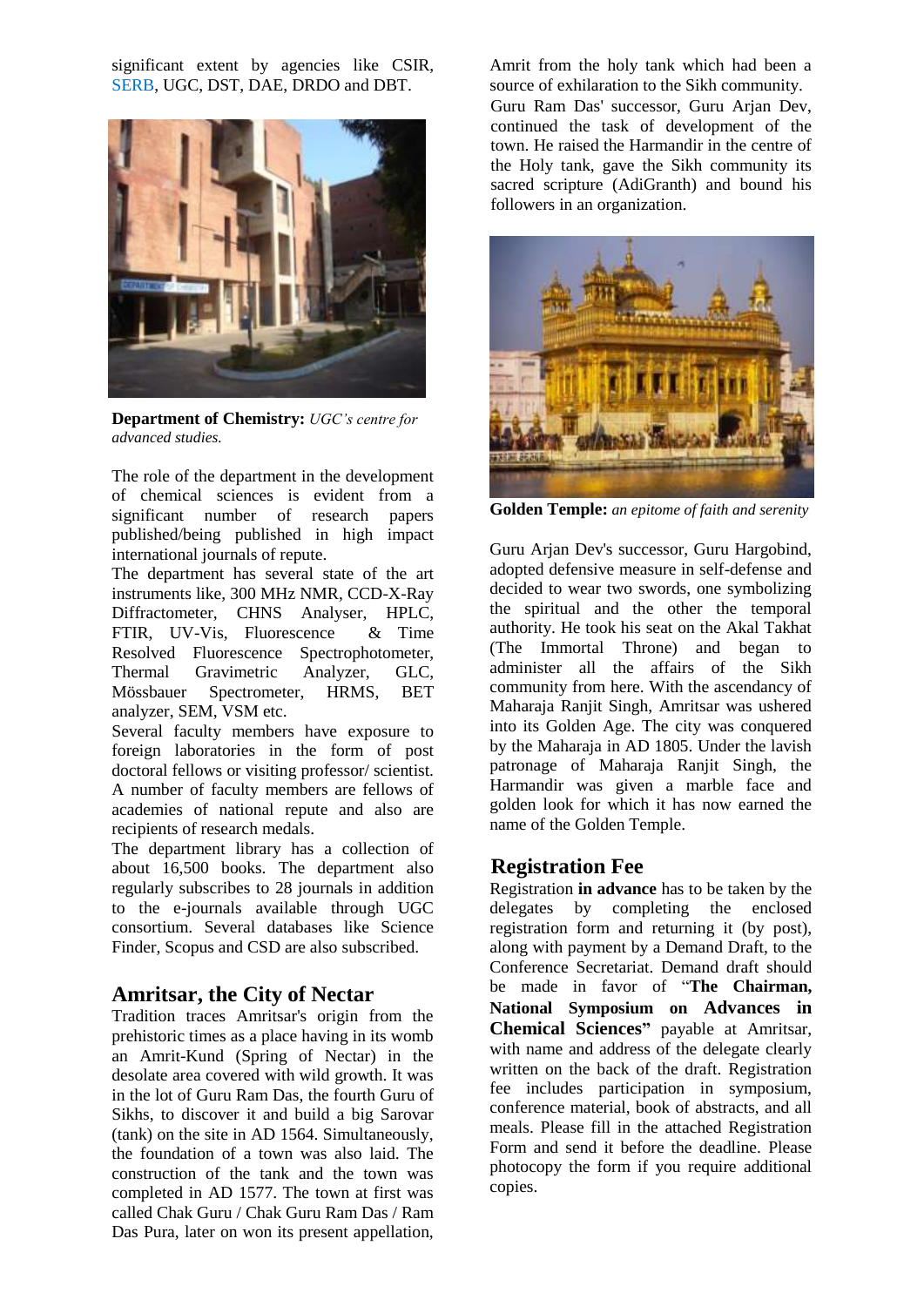significant extent by agencies like CSIR, SERB, UGC, DST, DAE, DRDO and DBT.

**Department of Chemistry:** *UGC's centre for advanced studies.*

The role of the department in the development of chemical sciences is evident from a significant number of research papers published/being published in high impact international journals of repute.

The department has several state of the art instruments like, 300 MHz NMR, CCD-X-Ray Diffractometer, CHNS Analyser, HPLC, FTIR, UV-Vis, Fluorescence & Time Resolved Fluorescence Spectrophotometer, Thermal Gravimetric Analyzer, GLC, Mössbauer Spectrometer, HRMS, BET analyzer, SEM, VSM etc.

Several faculty members have exposure to foreign laboratories in the form of post doctoral fellows or visiting professor/ scientist. A number of faculty members are fellows of academies of national repute and also are recipients of research medals.

The department library has a collection of about 16,500 books. The department also regularly subscribes to 28 journals in addition to the e-journals available through UGC consortium. Several databases like Science Finder, Scopus and CSD are also subscribed.

## Amritsar, the City of Nectar

Tradition traces Amritsar's origin from the prehistoric times as a place having in its womb an Amrit-Kund (Spring of Nectar) in the desolate area covered with wild growth. It was in the lot of Guru Ram Das, the fourth Guru of Sikhs, to discover it and build a big Sarovar (tank) on the site in AD 1564. Simultaneously, the foundation of a town was also laid. The construction of the tank and the town was completed in AD 1577. The town at first was called Chak Guru / Chak Guru Ram Das / Ram Das Pura, later on won its present appellation, Amrit from the holy tank which had been a source of exhilaration to the Sikh community.

Guru Ram Das' successor, Guru Arjan Dev, continued the task of development of the town. He raised the Harmandir in the centre of the Holy tank, gave the Sikh community its sacred scripture (AdiGranth) and bound his followers in an organization.

**Golden Temple:** *an epitome of faith and serenity*

Guru Arjan Dev's successor, Guru Hargobind, adopted defensive measure in self-defense and decided to wear two swords, one symbolizing the spiritual and the other the temporal authority. He took his seat on the Akal Takhat (The Immortal Throne) and began to administer all the affairs of the Sikh community from here. With the ascendancy of Maharaja Ranjit Singh, Amritsar was ushered into its Golden Age. The city was conquered by the Maharaja in AD 1805. Under the lavish patronage of Maharaja Ranjit Singh, the Harmandir was given a marble face and golden look for which it has now earned the name of the Golden Temple.

## Registration Fee

Registration **in advance** has to be taken by the delegates by completing the enclosed registration form and returning it (by post), along with payment by a Demand Draft, to the Conference Secretariat. Demand draft should be made in favor of "**The Chairman, National Symposium on Advances in Chemical Sciences"** payable at Amritsar, with name and address of the delegate clearly written on the back of the draft. Registration fee includes participation in symposium, conference material, book of abstracts, and all meals. Please fill in the attached Registration Form and send it before the deadline. Please photocopy the form if you require additional copies.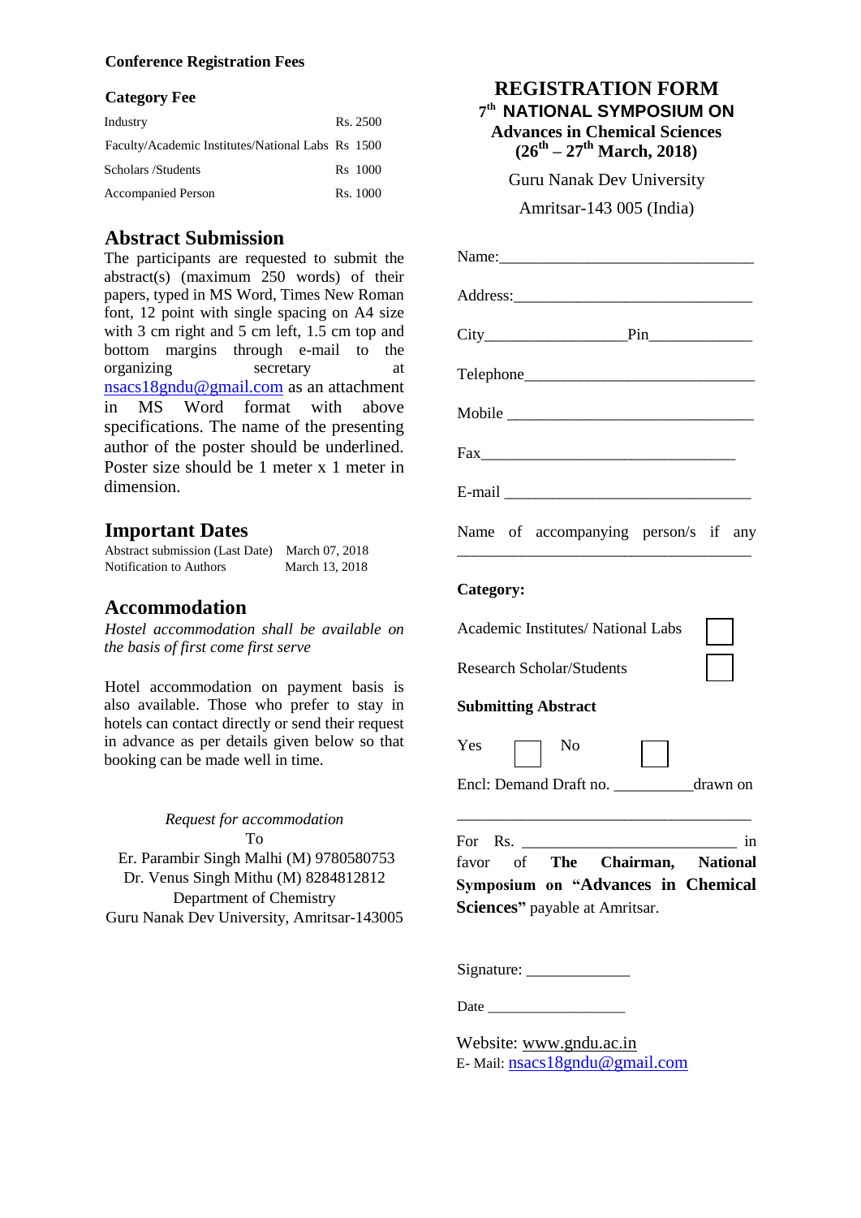**Conference Registration Fees**

| Category | Fee |
|---|---|
| Industry | Rs. 2500 |
| Faculty/Academic Institutes/National Labs | Rs 1500 |
| Scholars /Students | Rs 1000 |
| Accompanied Person | Rs. 1000 |

## Abstract Submission

The participants are requested to submit the abstract(s) (maximum 250 words) of their papers, typed in MS Word, Times New Roman font, 12 point with single spacing on A4 size with 3 cm right and 5 cm left, 1.5 cm top and bottom margins through e-mail to the organizing secretary at nsacs18gndu@gmail.com as an attachment in MS Word format with above specifications. The name of the presenting author of the poster should be underlined. Poster size should be 1 meter x 1 meter in dimension.

## Important Dates

| | |
|---|---|
| Abstract submission (Last Date) | March 07, 2018 |
| Notification to Authors | March 13, 2018 |

## Accommodation

*Hostel accommodation shall be available on the basis of first come first serve*

Hotel accommodation on payment basis is also available. Those who prefer to stay in hotels can contact directly or send their request in advance as per details given below so that booking can be made well in time.

*Request for accommodation*

To

Er. Parambir Singh Malhi (M) 9780580753

Dr. Venus Singh Mithu (M) 8284812812

Department of Chemistry

Guru Nanak Dev University, Amritsar-143005

# REGISTRATION FORM

## 7th NATIONAL SYMPOSIUM ON Advances in Chemical Sciences (26th – 27th March, 2018)

Guru Nanak Dev University

Amritsar-143 005 (India)

Name:________________________________

Address:_____________________________

City_________________Pin____________

Telephone____________________________

Mobile ______________________________

Fax_______________________________

E-mail ______________________________

Name of accompanying person/s if any ____________________________________

**Category:**

Academic Institutes/ National Labs ☐

Research Scholar/Students ☐

**Submitting Abstract**

Yes ☐ No ☐

Encl: Demand Draft no. _________drawn on ____________________________________

For Rs. _________________________ in favor of **The Chairman, National Symposium on "Advances in Chemical Sciences"** payable at Amritsar.

Signature: _____________

Date __________________

Website: www.gndu.ac.in

E- Mail: nsacs18gndu@gmail.com